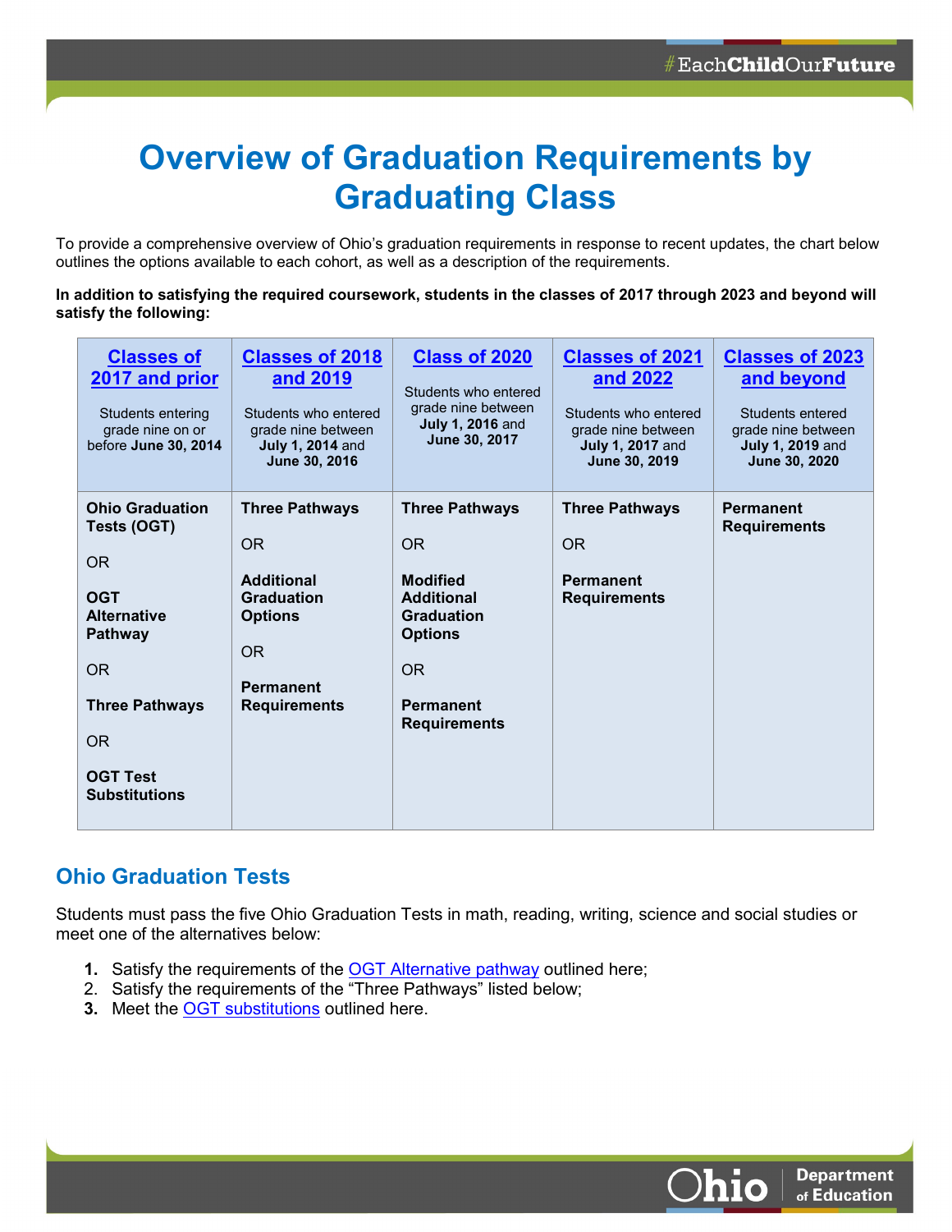# Overview of Graduation Requirements by Graduating Class

To provide a comprehensive overview of Ohio's graduation requirements in response to recent updates, the chart below outlines the options available to each cohort, as well as a description of the requirements.

**In addition to satisfying the required coursework, students in the classes of 2017 through 2023 and beyond will satisfy the following:**

| **Classes of 2017 and prior**<br>Students entering grade nine on or before **June 30, 2014** | **Classes of 2018 and 2019**<br>Students who entered grade nine between **July 1, 2014** and **June 30, 2016** | **Class of 2020**<br>Students who entered grade nine between **July 1, 2016** and **June 30, 2017** | **Classes of 2021 and 2022**<br>Students who entered grade nine between **July 1, 2017** and **June 30, 2019** | **Classes of 2023 and beyond**<br>Students entered grade nine between **July 1, 2019** and **June 30, 2020** |
|---|---|---|---|---|
| **Ohio Graduation Tests (OGT)**<br>OR<br>**OGT Alternative Pathway**<br>OR<br>**Three Pathways**<br>OR<br>**OGT Test Substitutions** | **Three Pathways**<br>OR<br>**Additional Graduation Options**<br>OR<br>**Permanent Requirements** | **Three Pathways**<br>OR<br>**Modified Additional Graduation Options**<br>OR<br>**Permanent Requirements** | **Three Pathways**<br>OR<br>**Permanent Requirements** | **Permanent Requirements** |

## Ohio Graduation Tests

Students must pass the five Ohio Graduation Tests in math, reading, writing, science and social studies or meet one of the alternatives below:

1. Satisfy the requirements of the OGT Alternative pathway outlined here;
2. Satisfy the requirements of the "Three Pathways" listed below;
3. Meet the OGT substitutions outlined here.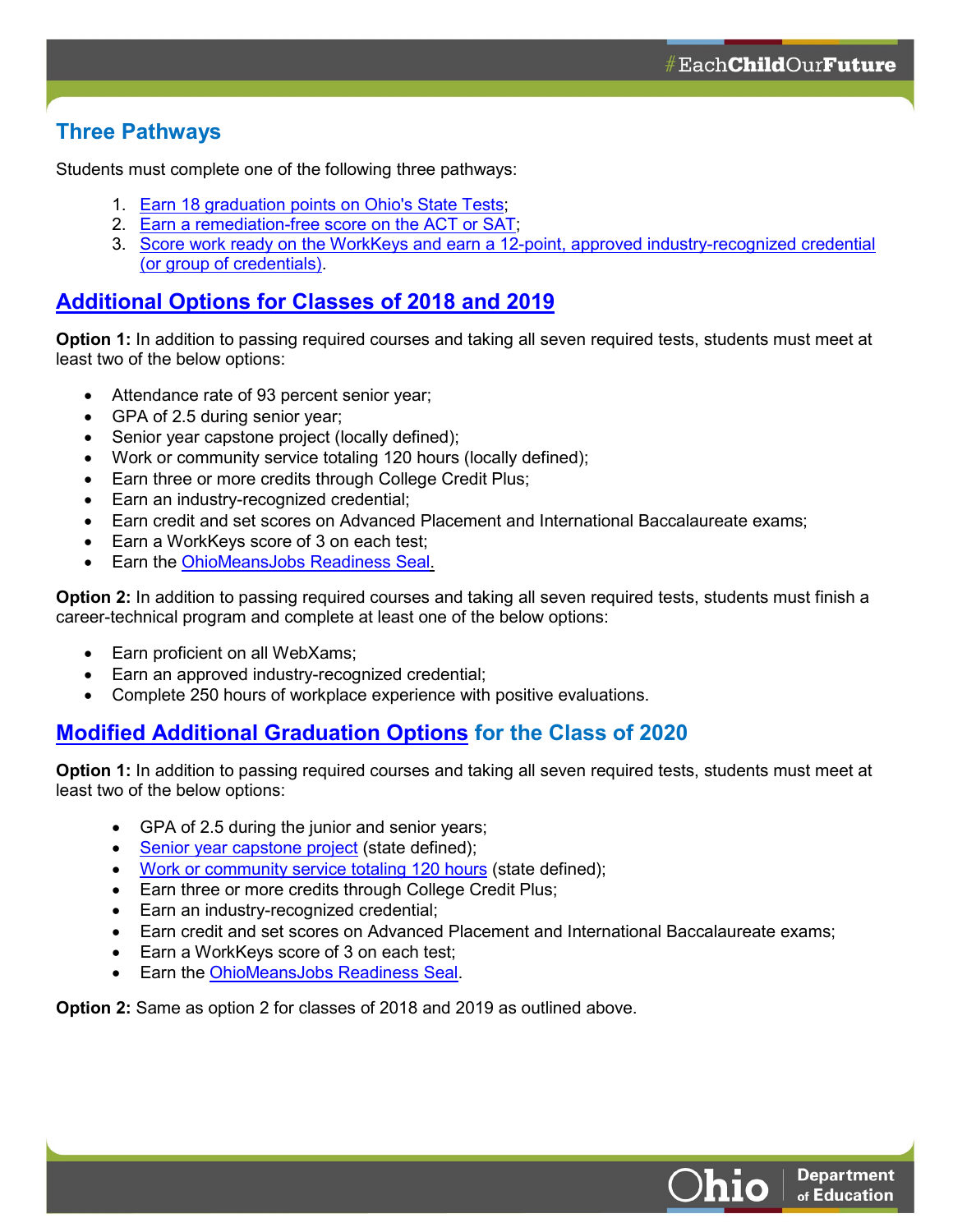## Three Pathways

Students must complete one of the following three pathways:

1. Earn 18 graduation points on Ohio's State Tests;
2. Earn a remediation-free score on the ACT or SAT;
3. Score work ready on the WorkKeys and earn a 12-point, approved industry-recognized credential (or group of credentials).

## Additional Options for Classes of 2018 and 2019

**Option 1:** In addition to passing required courses and taking all seven required tests, students must meet at least two of the below options:

- Attendance rate of 93 percent senior year;
- GPA of 2.5 during senior year;
- Senior year capstone project (locally defined);
- Work or community service totaling 120 hours (locally defined);
- Earn three or more credits through College Credit Plus;
- Earn an industry-recognized credential;
- Earn credit and set scores on Advanced Placement and International Baccalaureate exams;
- Earn a WorkKeys score of 3 on each test;
- Earn the OhioMeansJobs Readiness Seal.

**Option 2:** In addition to passing required courses and taking all seven required tests, students must finish a career-technical program and complete at least one of the below options:

- Earn proficient on all WebXams;
- Earn an approved industry-recognized credential;
- Complete 250 hours of workplace experience with positive evaluations.

## Modified Additional Graduation Options for the Class of 2020

**Option 1:** In addition to passing required courses and taking all seven required tests, students must meet at least two of the below options:

- GPA of 2.5 during the junior and senior years;
- Senior year capstone project (state defined);
- Work or community service totaling 120 hours (state defined);
- Earn three or more credits through College Credit Plus;
- Earn an industry-recognized credential;
- Earn credit and set scores on Advanced Placement and International Baccalaureate exams;
- Earn a WorkKeys score of 3 on each test;
- Earn the OhioMeansJobs Readiness Seal.

**Option 2:** Same as option 2 for classes of 2018 and 2019 as outlined above.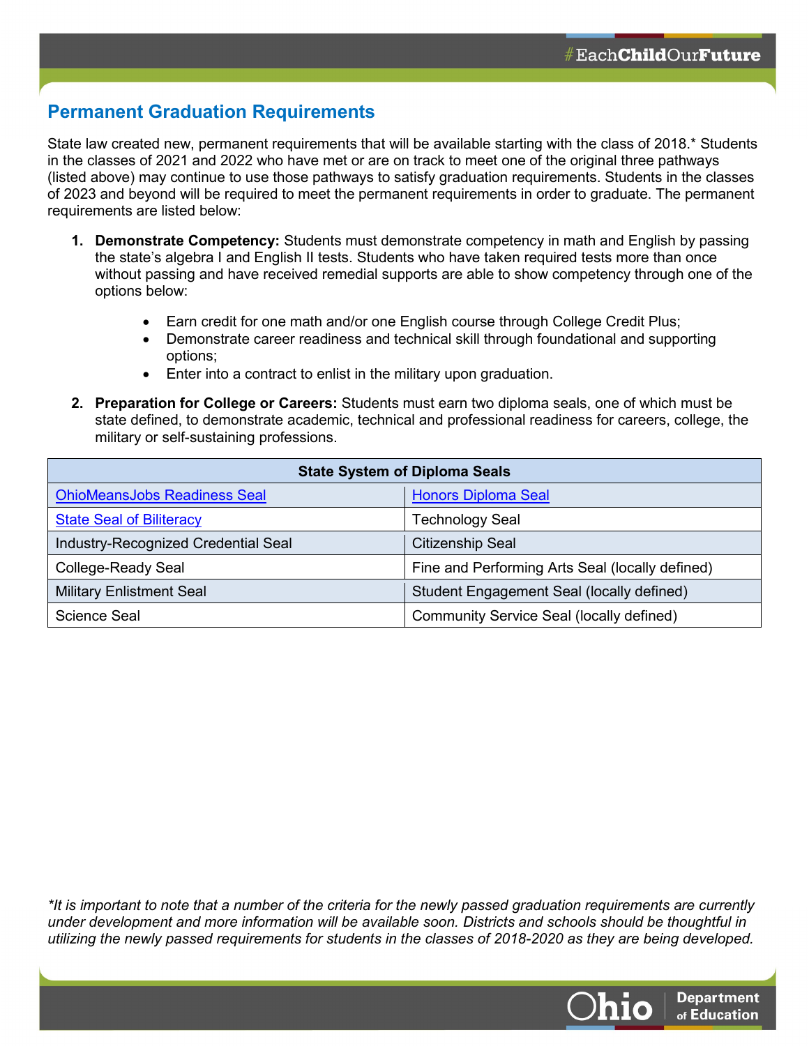## Permanent Graduation Requirements

State law created new, permanent requirements that will be available starting with the class of 2018.* Students in the classes of 2021 and 2022 who have met or are on track to meet one of the original three pathways (listed above) may continue to use those pathways to satisfy graduation requirements. Students in the classes of 2023 and beyond will be required to meet the permanent requirements in order to graduate. The permanent requirements are listed below:

1. **Demonstrate Competency:** Students must demonstrate competency in math and English by passing the state's algebra I and English II tests. Students who have taken required tests more than once without passing and have received remedial supports are able to show competency through one of the options below:

    - Earn credit for one math and/or one English course through College Credit Plus;
    - Demonstrate career readiness and technical skill through foundational and supporting options;
    - Enter into a contract to enlist in the military upon graduation.

2. **Preparation for College or Careers:** Students must earn two diploma seals, one of which must be state defined, to demonstrate academic, technical and professional readiness for careers, college, the military or self-sustaining professions.

| State System of Diploma Seals | |
|---|---|
| OhioMeansJobs Readiness Seal | Honors Diploma Seal |
| State Seal of Biliteracy | Technology Seal |
| Industry-Recognized Credential Seal | Citizenship Seal |
| College-Ready Seal | Fine and Performing Arts Seal (locally defined) |
| Military Enlistment Seal | Student Engagement Seal (locally defined) |
| Science Seal | Community Service Seal (locally defined) |

*\*It is important to note that a number of the criteria for the newly passed graduation requirements are currently under development and more information will be available soon. Districts and schools should be thoughtful in utilizing the newly passed requirements for students in the classes of 2018-2020 as they are being developed.*